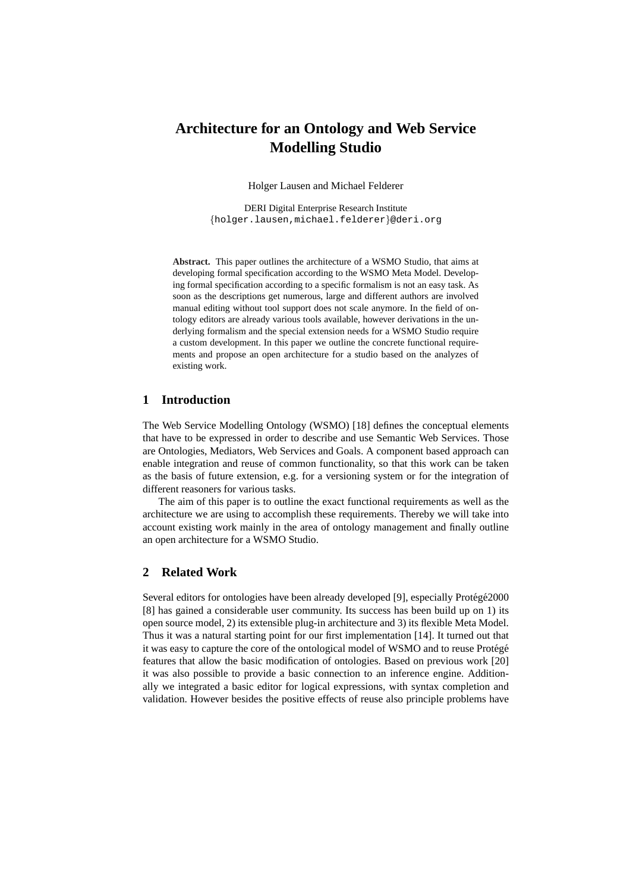# Architecture for an Ontology and Web Service Modelling Studio

Holger Lausen and Michael Felderer

DERI Digital Enterprise Research Institute
{holger.lausen,michael.felderer}@deri.org

**Abstract.** This paper outlines the architecture of a WSMO Studio, that aims at developing formal specification according to the WSMO Meta Model. Developing formal specification according to a specific formalism is not an easy task. As soon as the descriptions get numerous, large and different authors are involved manual editing without tool support does not scale anymore. In the field of ontology editors are already various tools available, however derivations in the underlying formalism and the special extension needs for a WSMO Studio require a custom development. In this paper we outline the concrete functional requirements and propose an open architecture for a studio based on the analyzes of existing work.

## 1 Introduction

The Web Service Modelling Ontology (WSMO) [18] defines the conceptual elements that have to be expressed in order to describe and use Semantic Web Services. Those are Ontologies, Mediators, Web Services and Goals. A component based approach can enable integration and reuse of common functionality, so that this work can be taken as the basis of future extension, e.g. for a versioning system or for the integration of different reasoners for various tasks.

The aim of this paper is to outline the exact functional requirements as well as the architecture we are using to accomplish these requirements. Thereby we will take into account existing work mainly in the area of ontology management and finally outline an open architecture for a WSMO Studio.

## 2 Related Work

Several editors for ontologies have been already developed [9], especially Protégé2000 [8] has gained a considerable user community. Its success has been build up on 1) its open source model, 2) its extensible plug-in architecture and 3) its flexible Meta Model. Thus it was a natural starting point for our first implementation [14]. It turned out that it was easy to capture the core of the ontological model of WSMO and to reuse Protégé features that allow the basic modification of ontologies. Based on previous work [20] it was also possible to provide a basic connection to an inference engine. Additionally we integrated a basic editor for logical expressions, with syntax completion and validation. However besides the positive effects of reuse also principle problems have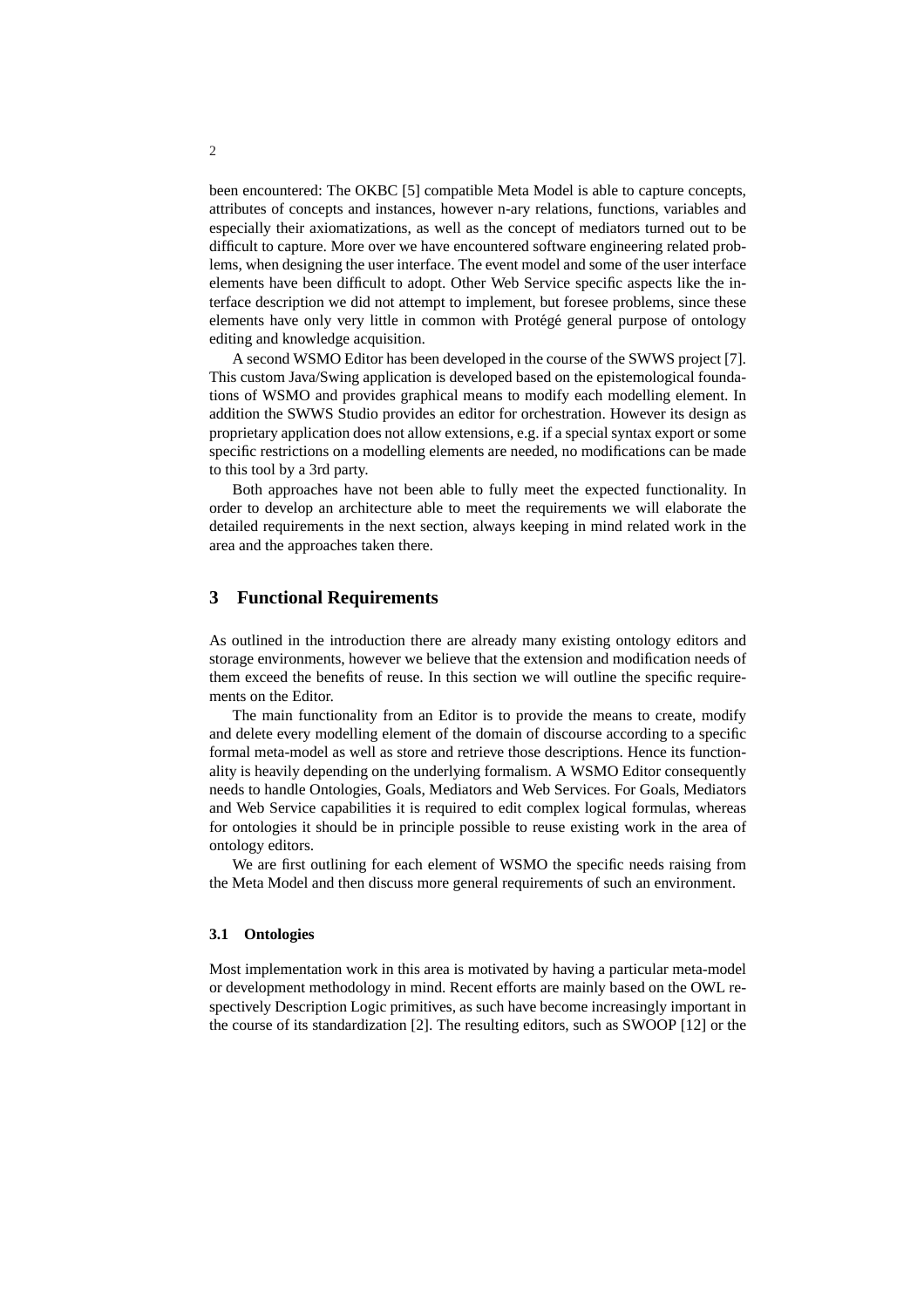been encountered: The OKBC [5] compatible Meta Model is able to capture concepts, attributes of concepts and instances, however n-ary relations, functions, variables and especially their axiomatizations, as well as the concept of mediators turned out to be difficult to capture. More over we have encountered software engineering related problems, when designing the user interface. The event model and some of the user interface elements have been difficult to adopt. Other Web Service specific aspects like the interface description we did not attempt to implement, but foresee problems, since these elements have only very little in common with Protégé general purpose of ontology editing and knowledge acquisition.

A second WSMO Editor has been developed in the course of the SWWS project [7]. This custom Java/Swing application is developed based on the epistemological foundations of WSMO and provides graphical means to modify each modelling element. In addition the SWWS Studio provides an editor for orchestration. However its design as proprietary application does not allow extensions, e.g. if a special syntax export or some specific restrictions on a modelling elements are needed, no modifications can be made to this tool by a 3rd party.

Both approaches have not been able to fully meet the expected functionality. In order to develop an architecture able to meet the requirements we will elaborate the detailed requirements in the next section, always keeping in mind related work in the area and the approaches taken there.

## 3 Functional Requirements

As outlined in the introduction there are already many existing ontology editors and storage environments, however we believe that the extension and modification needs of them exceed the benefits of reuse. In this section we will outline the specific requirements on the Editor.

The main functionality from an Editor is to provide the means to create, modify and delete every modelling element of the domain of discourse according to a specific formal meta-model as well as store and retrieve those descriptions. Hence its functionality is heavily depending on the underlying formalism. A WSMO Editor consequently needs to handle Ontologies, Goals, Mediators and Web Services. For Goals, Mediators and Web Service capabilities it is required to edit complex logical formulas, whereas for ontologies it should be in principle possible to reuse existing work in the area of ontology editors.

We are first outlining for each element of WSMO the specific needs raising from the Meta Model and then discuss more general requirements of such an environment.

### 3.1 Ontologies

Most implementation work in this area is motivated by having a particular meta-model or development methodology in mind. Recent efforts are mainly based on the OWL respectively Description Logic primitives, as such have become increasingly important in the course of its standardization [2]. The resulting editors, such as SWOOP [12] or the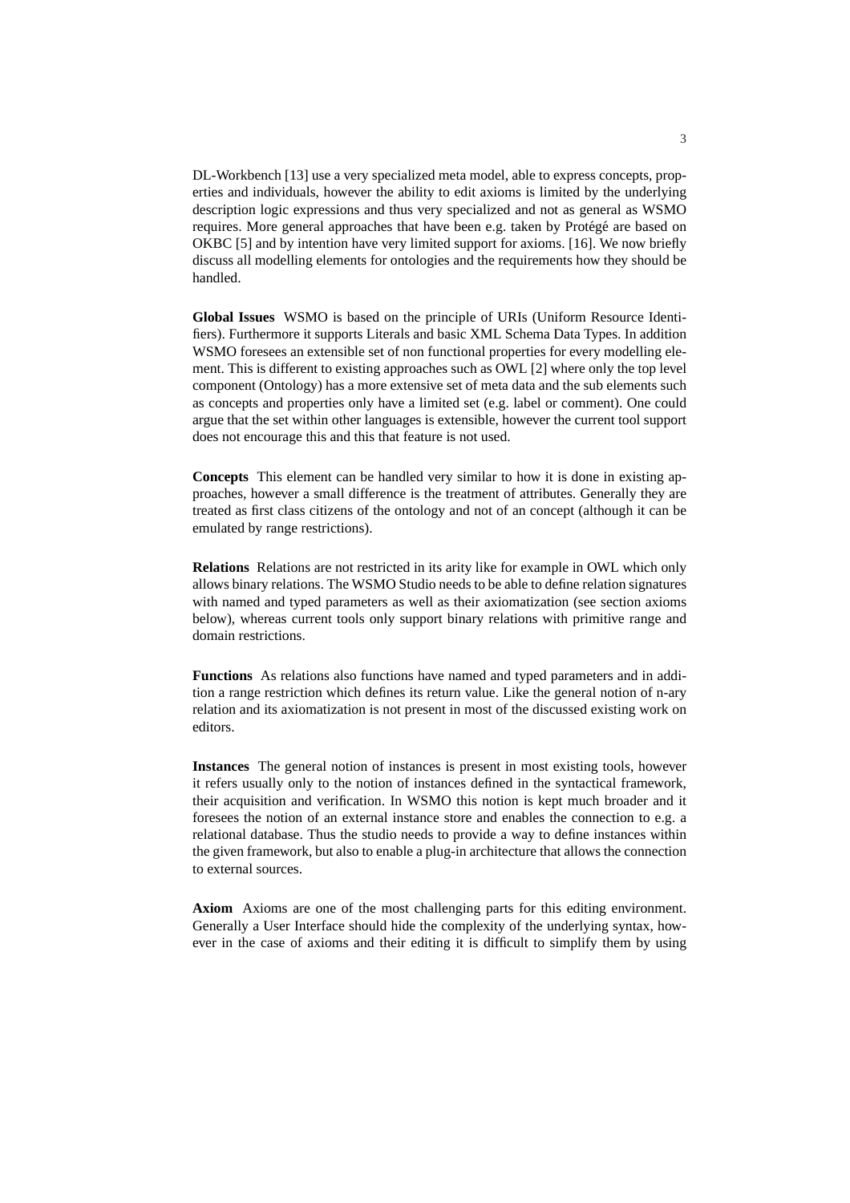DL-Workbench [13] use a very specialized meta model, able to express concepts, properties and individuals, however the ability to edit axioms is limited by the underlying description logic expressions and thus very specialized and not as general as WSMO requires. More general approaches that have been e.g. taken by Protégé are based on OKBC [5] and by intention have very limited support for axioms. [16]. We now briefly discuss all modelling elements for ontologies and the requirements how they should be handled.

**Global Issues** WSMO is based on the principle of URIs (Uniform Resource Identifiers). Furthermore it supports Literals and basic XML Schema Data Types. In addition WSMO foresees an extensible set of non functional properties for every modelling element. This is different to existing approaches such as OWL [2] where only the top level component (Ontology) has a more extensive set of meta data and the sub elements such as concepts and properties only have a limited set (e.g. label or comment). One could argue that the set within other languages is extensible, however the current tool support does not encourage this and this that feature is not used.

**Concepts** This element can be handled very similar to how it is done in existing approaches, however a small difference is the treatment of attributes. Generally they are treated as first class citizens of the ontology and not of an concept (although it can be emulated by range restrictions).

**Relations** Relations are not restricted in its arity like for example in OWL which only allows binary relations. The WSMO Studio needs to be able to define relation signatures with named and typed parameters as well as their axiomatization (see section axioms below), whereas current tools only support binary relations with primitive range and domain restrictions.

**Functions** As relations also functions have named and typed parameters and in addition a range restriction which defines its return value. Like the general notion of n-ary relation and its axiomatization is not present in most of the discussed existing work on editors.

**Instances** The general notion of instances is present in most existing tools, however it refers usually only to the notion of instances defined in the syntactical framework, their acquisition and verification. In WSMO this notion is kept much broader and it foresees the notion of an external instance store and enables the connection to e.g. a relational database. Thus the studio needs to provide a way to define instances within the given framework, but also to enable a plug-in architecture that allows the connection to external sources.

**Axiom** Axioms are one of the most challenging parts for this editing environment. Generally a User Interface should hide the complexity of the underlying syntax, however in the case of axioms and their editing it is difficult to simplify them by using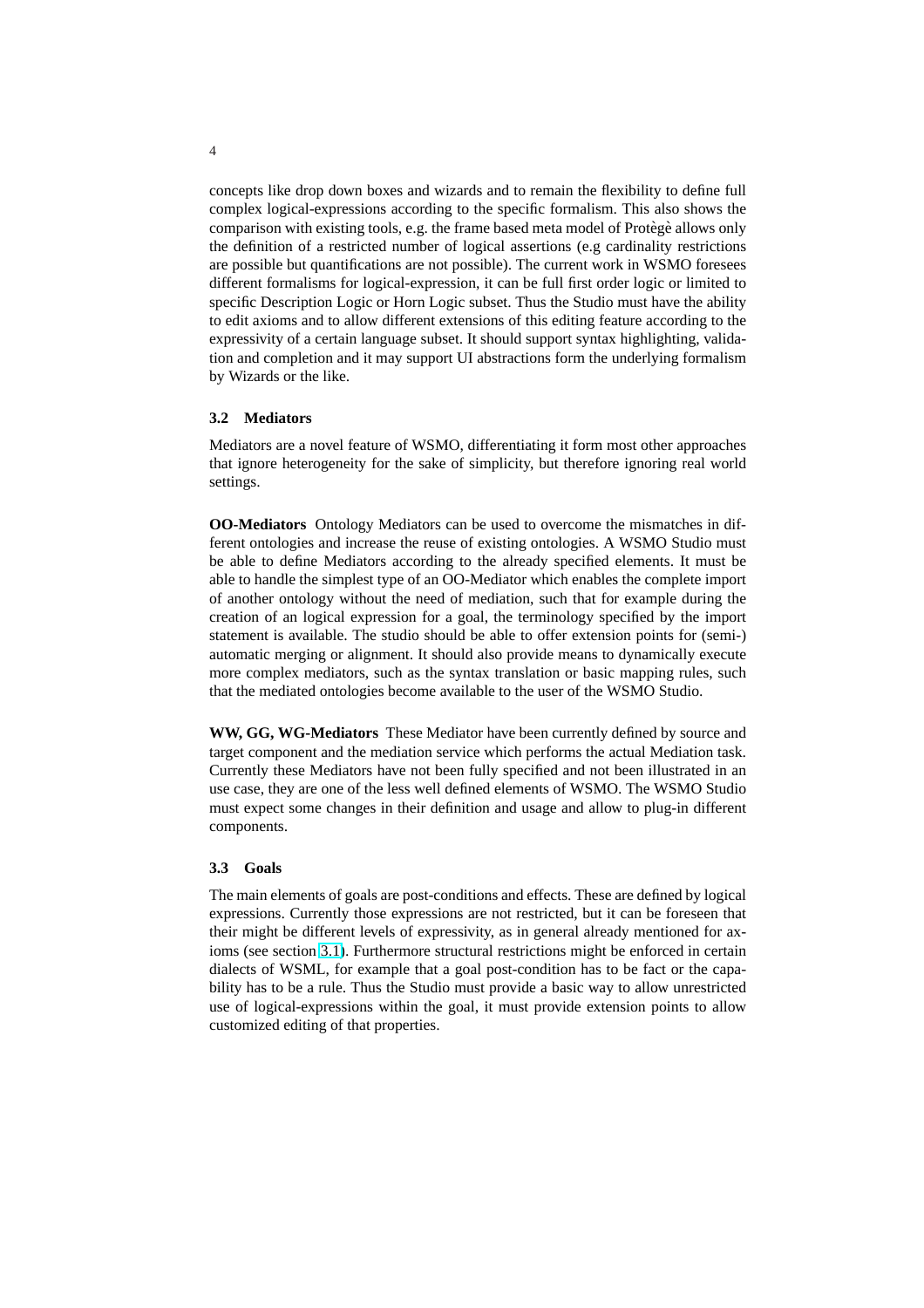concepts like drop down boxes and wizards and to remain the flexibility to define full complex logical-expressions according to the specific formalism. This also shows the comparison with existing tools, e.g. the frame based meta model of Protègè allows only the definition of a restricted number of logical assertions (e.g cardinality restrictions are possible but quantifications are not possible). The current work in WSMO foresees different formalisms for logical-expression, it can be full first order logic or limited to specific Description Logic or Horn Logic subset. Thus the Studio must have the ability to edit axioms and to allow different extensions of this editing feature according to the expressivity of a certain language subset. It should support syntax highlighting, validation and completion and it may support UI abstractions form the underlying formalism by Wizards or the like.

### 3.2 Mediators

Mediators are a novel feature of WSMO, differentiating it form most other approaches that ignore heterogeneity for the sake of simplicity, but therefore ignoring real world settings.

**OO-Mediators** Ontology Mediators can be used to overcome the mismatches in different ontologies and increase the reuse of existing ontologies. A WSMO Studio must be able to define Mediators according to the already specified elements. It must be able to handle the simplest type of an OO-Mediator which enables the complete import of another ontology without the need of mediation, such that for example during the creation of an logical expression for a goal, the terminology specified by the import statement is available. The studio should be able to offer extension points for (semi-) automatic merging or alignment. It should also provide means to dynamically execute more complex mediators, such as the syntax translation or basic mapping rules, such that the mediated ontologies become available to the user of the WSMO Studio.

**WW, GG, WG-Mediators** These Mediator have been currently defined by source and target component and the mediation service which performs the actual Mediation task. Currently these Mediators have not been fully specified and not been illustrated in an use case, they are one of the less well defined elements of WSMO. The WSMO Studio must expect some changes in their definition and usage and allow to plug-in different components.

### 3.3 Goals

The main elements of goals are post-conditions and effects. These are defined by logical expressions. Currently those expressions are not restricted, but it can be foreseen that their might be different levels of expressivity, as in general already mentioned for axioms (see section 3.1). Furthermore structural restrictions might be enforced in certain dialects of WSML, for example that a goal post-condition has to be fact or the capability has to be a rule. Thus the Studio must provide a basic way to allow unrestricted use of logical-expressions within the goal, it must provide extension points to allow customized editing of that properties.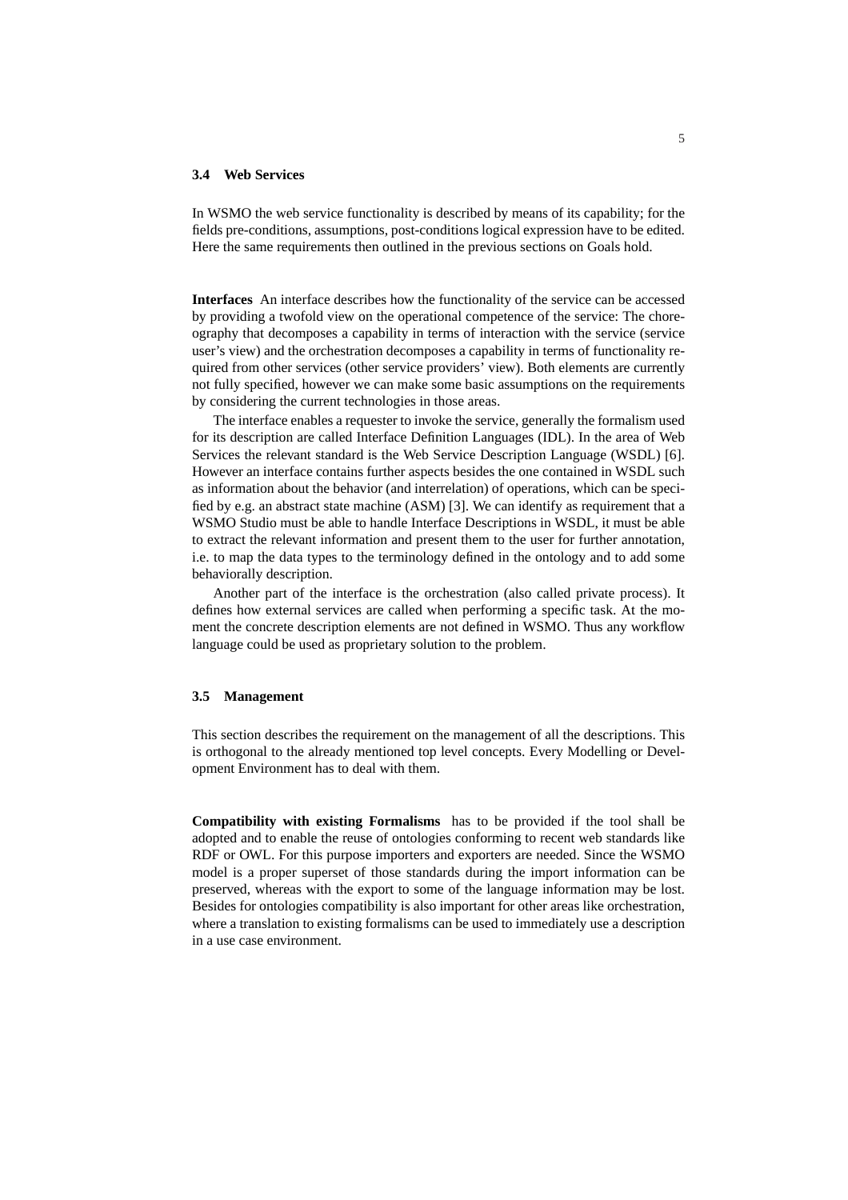### 3.4 Web Services

In WSMO the web service functionality is described by means of its capability; for the fields pre-conditions, assumptions, post-conditions logical expression have to be edited. Here the same requirements then outlined in the previous sections on Goals hold.

**Interfaces** An interface describes how the functionality of the service can be accessed by providing a twofold view on the operational competence of the service: The choreography that decomposes a capability in terms of interaction with the service (service user's view) and the orchestration decomposes a capability in terms of functionality required from other services (other service providers' view). Both elements are currently not fully specified, however we can make some basic assumptions on the requirements by considering the current technologies in those areas.

The interface enables a requester to invoke the service, generally the formalism used for its description are called Interface Definition Languages (IDL). In the area of Web Services the relevant standard is the Web Service Description Language (WSDL) [6]. However an interface contains further aspects besides the one contained in WSDL such as information about the behavior (and interrelation) of operations, which can be specified by e.g. an abstract state machine (ASM) [3]. We can identify as requirement that a WSMO Studio must be able to handle Interface Descriptions in WSDL, it must be able to extract the relevant information and present them to the user for further annotation, i.e. to map the data types to the terminology defined in the ontology and to add some behaviorally description.

Another part of the interface is the orchestration (also called private process). It defines how external services are called when performing a specific task. At the moment the concrete description elements are not defined in WSMO. Thus any workflow language could be used as proprietary solution to the problem.

### 3.5 Management

This section describes the requirement on the management of all the descriptions. This is orthogonal to the already mentioned top level concepts. Every Modelling or Development Environment has to deal with them.

**Compatibility with existing Formalisms** has to be provided if the tool shall be adopted and to enable the reuse of ontologies conforming to recent web standards like RDF or OWL. For this purpose importers and exporters are needed. Since the WSMO model is a proper superset of those standards during the import information can be preserved, whereas with the export to some of the language information may be lost. Besides for ontologies compatibility is also important for other areas like orchestration, where a translation to existing formalisms can be used to immediately use a description in a use case environment.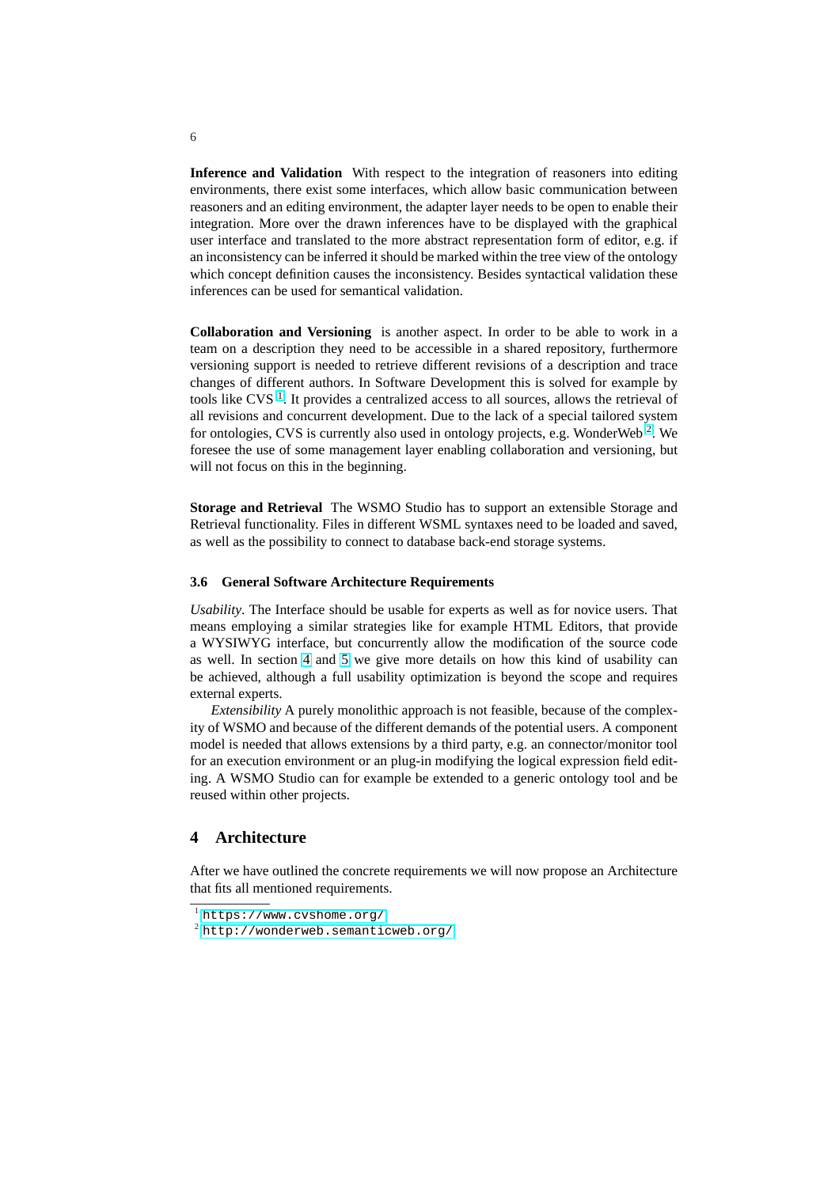**Inference and Validation** With respect to the integration of reasoners into editing environments, there exist some interfaces, which allow basic communication between reasoners and an editing environment, the adapter layer needs to be open to enable their integration. More over the drawn inferences have to be displayed with the graphical user interface and translated to the more abstract representation form of editor, e.g. if an inconsistency can be inferred it should be marked within the tree view of the ontology which concept definition causes the inconsistency. Besides syntactical validation these inferences can be used for semantical validation.

**Collaboration and Versioning** is another aspect. In order to be able to work in a team on a description they need to be accessible in a shared repository, furthermore versioning support is needed to retrieve different revisions of a description and trace changes of different authors. In Software Development this is solved for example by tools like CVS [1]. It provides a centralized access to all sources, allows the retrieval of all revisions and concurrent development. Due to the lack of a special tailored system for ontologies, CVS is currently also used in ontology projects, e.g. WonderWeb [2]. We foresee the use of some management layer enabling collaboration and versioning, but will not focus on this in the beginning.

**Storage and Retrieval** The WSMO Studio has to support an extensible Storage and Retrieval functionality. Files in different WSML syntaxes need to be loaded and saved, as well as the possibility to connect to database back-end storage systems.

### 3.6 General Software Architecture Requirements

*Usability*. The Interface should be usable for experts as well as for novice users. That means employing a similar strategies like for example HTML Editors, that provide a WYSIWYG interface, but concurrently allow the modification of the source code as well. In section 4 and 5 we give more details on how this kind of usability can be achieved, although a full usability optimization is beyond the scope and requires external experts.

*Extensibility* A purely monolithic approach is not feasible, because of the complexity of WSMO and because of the different demands of the potential users. A component model is needed that allows extensions by a third party, e.g. an connector/monitor tool for an execution environment or an plug-in modifying the logical expression field editing. A WSMO Studio can for example be extended to a generic ontology tool and be reused within other projects.

## 4 Architecture

After we have outlined the concrete requirements we will now propose an Architecture that fits all mentioned requirements.

---

[1] https://www.cvshome.org/

[2] http://wonderweb.semanticweb.org/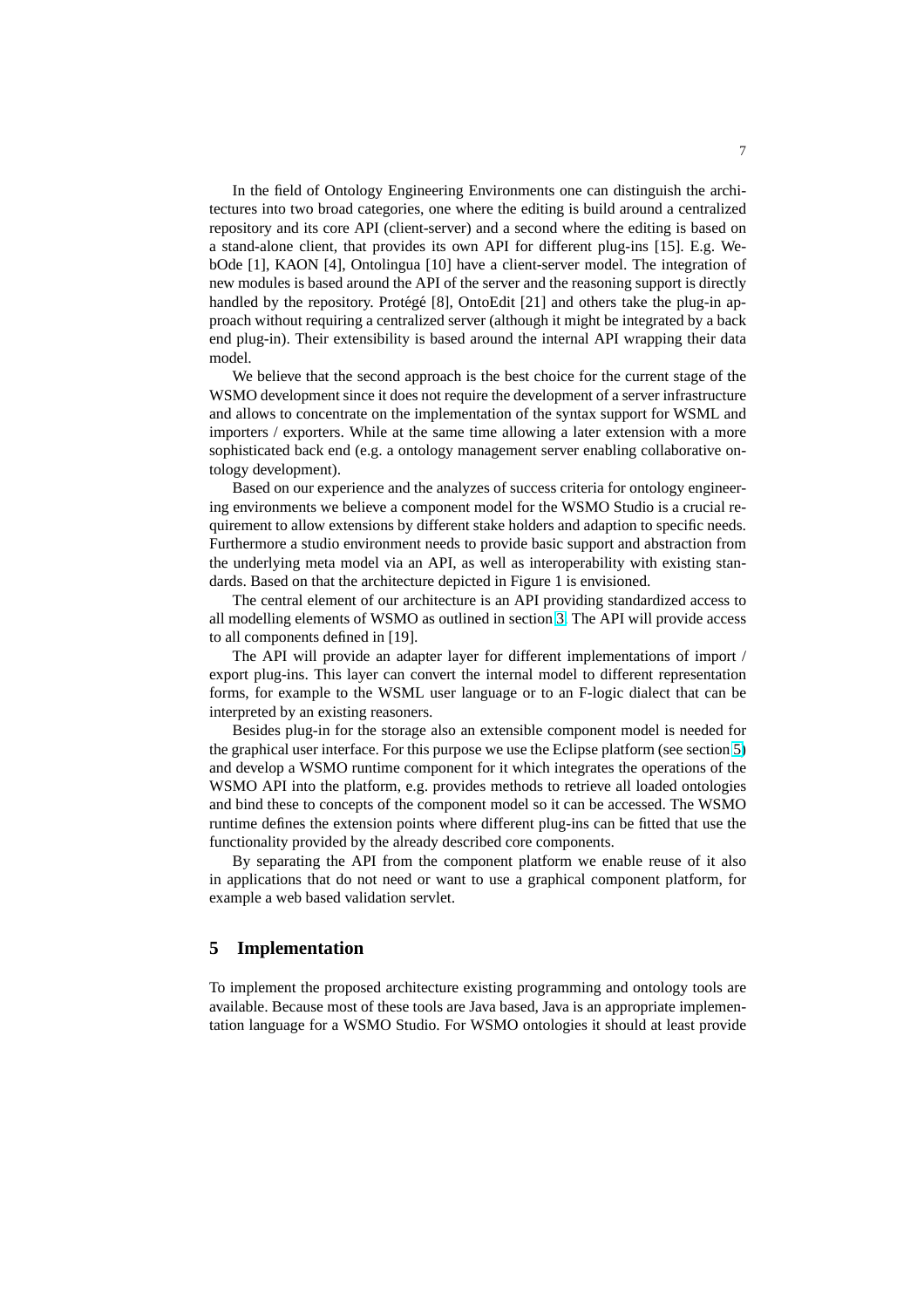In the field of Ontology Engineering Environments one can distinguish the architectures into two broad categories, one where the editing is build around a centralized repository and its core API (client-server) and a second where the editing is based on a stand-alone client, that provides its own API for different plug-ins [15]. E.g. WebOde [1], KAON [4], Ontolingua [10] have a client-server model. The integration of new modules is based around the API of the server and the reasoning support is directly handled by the repository. Protégé [8], OntoEdit [21] and others take the plug-in approach without requiring a centralized server (although it might be integrated by a back end plug-in). Their extensibility is based around the internal API wrapping their data model.

We believe that the second approach is the best choice for the current stage of the WSMO development since it does not require the development of a server infrastructure and allows to concentrate on the implementation of the syntax support for WSML and importers / exporters. While at the same time allowing a later extension with a more sophisticated back end (e.g. a ontology management server enabling collaborative ontology development).

Based on our experience and the analyzes of success criteria for ontology engineering environments we believe a component model for the WSMO Studio is a crucial requirement to allow extensions by different stake holders and adaption to specific needs. Furthermore a studio environment needs to provide basic support and abstraction from the underlying meta model via an API, as well as interoperability with existing standards. Based on that the architecture depicted in Figure 1 is envisioned.

The central element of our architecture is an API providing standardized access to all modelling elements of WSMO as outlined in section 3. The API will provide access to all components defined in [19].

The API will provide an adapter layer for different implementations of import / export plug-ins. This layer can convert the internal model to different representation forms, for example to the WSML user language or to an F-logic dialect that can be interpreted by an existing reasoners.

Besides plug-in for the storage also an extensible component model is needed for the graphical user interface. For this purpose we use the Eclipse platform (see section 5) and develop a WSMO runtime component for it which integrates the operations of the WSMO API into the platform, e.g. provides methods to retrieve all loaded ontologies and bind these to concepts of the component model so it can be accessed. The WSMO runtime defines the extension points where different plug-ins can be fitted that use the functionality provided by the already described core components.

By separating the API from the component platform we enable reuse of it also in applications that do not need or want to use a graphical component platform, for example a web based validation servlet.

## 5 Implementation

To implement the proposed architecture existing programming and ontology tools are available. Because most of these tools are Java based, Java is an appropriate implementation language for a WSMO Studio. For WSMO ontologies it should at least provide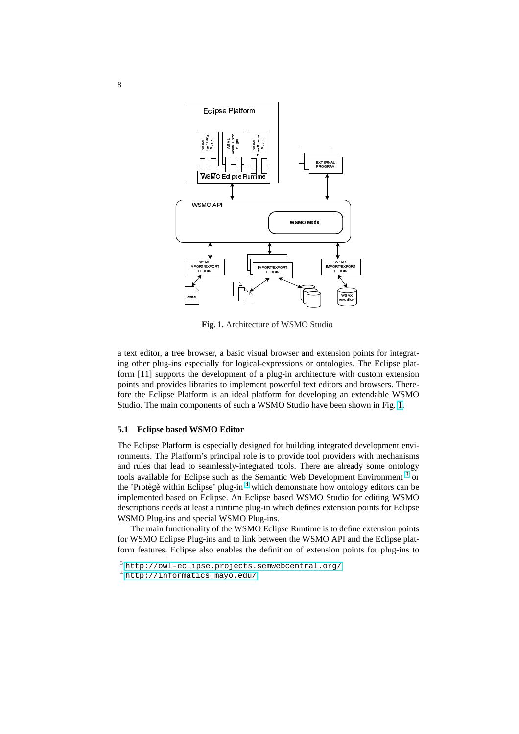**Fig. 1.** Architecture of WSMO Studio

a text editor, a tree browser, a basic visual browser and extension points for integrating other plug-ins especially for logical-expressions or ontologies. The Eclipse platform [11] supports the development of a plug-in architecture with custom extension points and provides libraries to implement powerful text editors and browsers. Therefore the Eclipse Platform is an ideal platform for developing an extendable WSMO Studio. The main components of such a WSMO Studio have been shown in Fig. 1.

### 5.1 Eclipse based WSMO Editor

The Eclipse Platform is especially designed for building integrated development environments. The Platform's principal role is to provide tool providers with mechanisms and rules that lead to seamlessly-integrated tools. There are already some ontology tools available for Eclipse such as the Semantic Web Development Environment [3] or the 'Protègè within Eclipse' plug-in [4] which demonstrate how ontology editors can be implemented based on Eclipse. An Eclipse based WSMO Studio for editing WSMO descriptions needs at least a runtime plug-in which defines extension points for Eclipse WSMO Plug-ins and special WSMO Plug-ins.

The main functionality of the WSMO Eclipse Runtime is to define extension points for WSMO Eclipse Plug-ins and to link between the WSMO API and the Eclipse platform features. Eclipse also enables the definition of extension points for plug-ins to

[3] http://owl-eclipse.projects.semwebcentral.org/

[4] http://informatics.mayo.edu/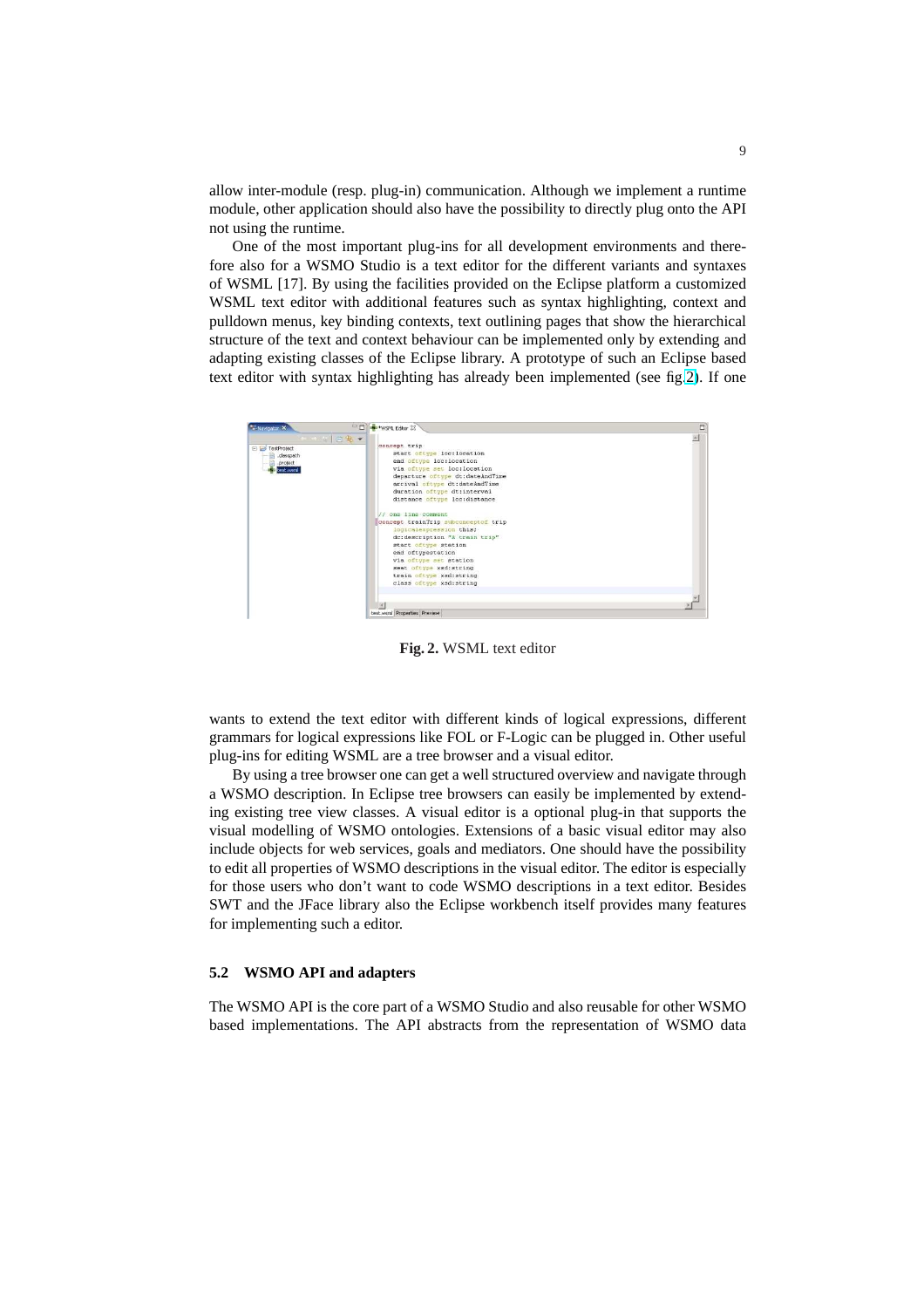allow inter-module (resp. plug-in) communication. Although we implement a runtime module, other application should also have the possibility to directly plug onto the API not using the runtime.

One of the most important plug-ins for all development environments and therefore also for a WSMO Studio is a text editor for the different variants and syntaxes of WSML [17]. By using the facilities provided on the Eclipse platform a customized WSML text editor with additional features such as syntax highlighting, context and pulldown menus, key binding contexts, text outlining pages that show the hierarchical structure of the text and context behaviour can be implemented only by extending and adapting existing classes of the Eclipse library. A prototype of such an Eclipse based text editor with syntax highlighting has already been implemented (see fig.2). If one

**Fig. 2.** WSML text editor

wants to extend the text editor with different kinds of logical expressions, different grammars for logical expressions like FOL or F-Logic can be plugged in. Other useful plug-ins for editing WSML are a tree browser and a visual editor.

By using a tree browser one can get a well structured overview and navigate through a WSMO description. In Eclipse tree browsers can easily be implemented by extending existing tree view classes. A visual editor is a optional plug-in that supports the visual modelling of WSMO ontologies. Extensions of a basic visual editor may also include objects for web services, goals and mediators. One should have the possibility to edit all properties of WSMO descriptions in the visual editor. The editor is especially for those users who don't want to code WSMO descriptions in a text editor. Besides SWT and the JFace library also the Eclipse workbench itself provides many features for implementing such a editor.

### 5.2 WSMO API and adapters

The WSMO API is the core part of a WSMO Studio and also reusable for other WSMO based implementations. The API abstracts from the representation of WSMO data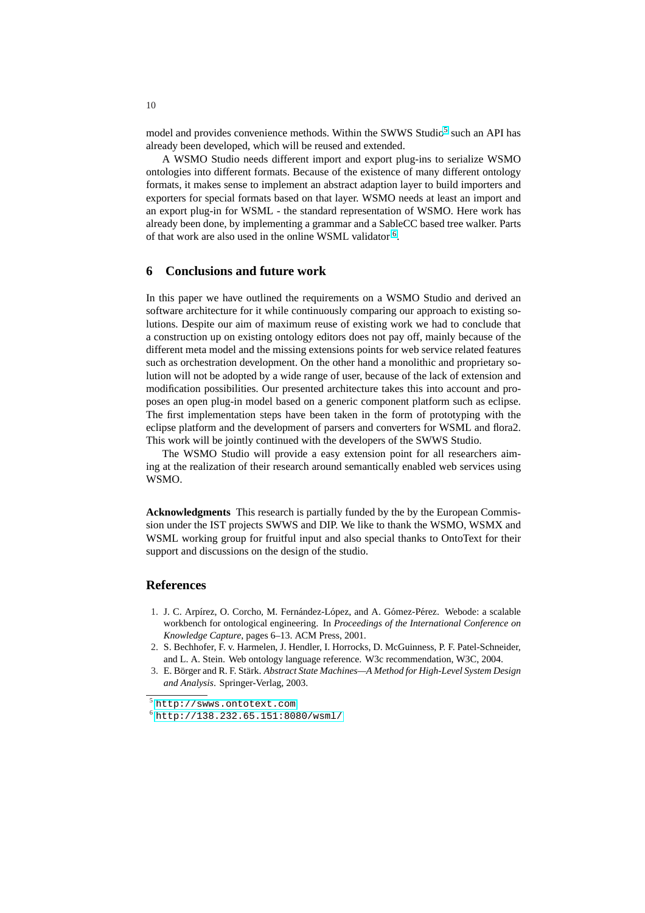model and provides convenience methods. Within the SWWS Studio[5] such an API has already been developed, which will be reused and extended.

A WSMO Studio needs different import and export plug-ins to serialize WSMO ontologies into different formats. Because of the existence of many different ontology formats, it makes sense to implement an abstract adaption layer to build importers and exporters for special formats based on that layer. WSMO needs at least an import and an export plug-in for WSML - the standard representation of WSMO. Here work has already been done, by implementing a grammar and a SableCC based tree walker. Parts of that work are also used in the online WSML validator[6].

## 6 Conclusions and future work

In this paper we have outlined the requirements on a WSMO Studio and derived an software architecture for it while continuously comparing our approach to existing solutions. Despite our aim of maximum reuse of existing work we had to conclude that a construction up on existing ontology editors does not pay off, mainly because of the different meta model and the missing extensions points for web service related features such as orchestration development. On the other hand a monolithic and proprietary solution will not be adopted by a wide range of user, because of the lack of extension and modification possibilities. Our presented architecture takes this into account and proposes an open plug-in model based on a generic component platform such as eclipse. The first implementation steps have been taken in the form of prototyping with the eclipse platform and the development of parsers and converters for WSML and flora2. This work will be jointly continued with the developers of the SWWS Studio.

The WSMO Studio will provide a easy extension point for all researchers aiming at the realization of their research around semantically enabled web services using WSMO.

**Acknowledgments** This research is partially funded by the by the European Commission under the IST projects SWWS and DIP. We like to thank the WSMO, WSMX and WSML working group for fruitful input and also special thanks to OntoText for their support and discussions on the design of the studio.

## References

1. J. C. Arpírez, O. Corcho, M. Fernández-López, and A. Gómez-Pérez. Webode: a scalable workbench for ontological engineering. In *Proceedings of the International Conference on Knowledge Capture*, pages 6–13. ACM Press, 2001.
2. S. Bechhofer, F. v. Harmelen, J. Hendler, I. Horrocks, D. McGuinness, P. F. Patel-Schneider, and L. A. Stein. Web ontology language reference. W3c recommendation, W3C, 2004.
3. E. Börger and R. F. Stärk. *Abstract State Machines—A Method for High-Level System Design and Analysis*. Springer-Verlag, 2003.

[5] http://swws.ontotext.com

[6] http://138.232.65.151:8080/wsml/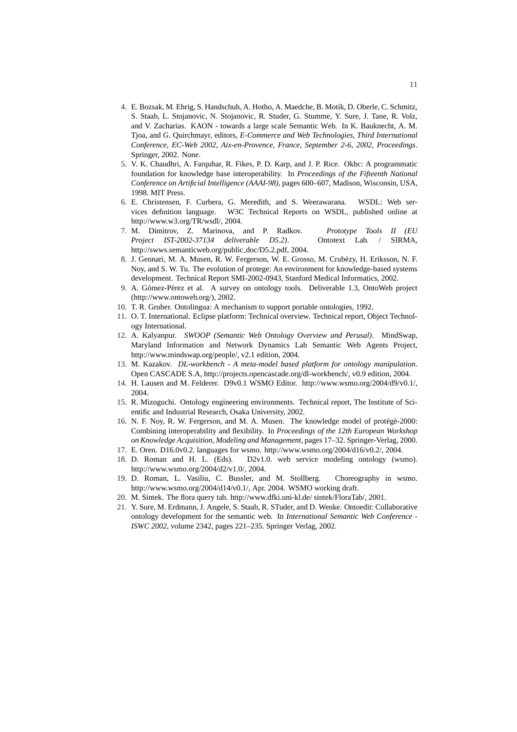4. E. Bozsak, M. Ehrig, S. Handschuh, A. Hotho, A. Maedche, B. Motik, D. Oberle, C. Schmitz, S. Staab, L. Stojanovic, N. Stojanovic, R. Studer, G. Stumme, Y. Sure, J. Tane, R. Volz, and V. Zacharias. KAON - towards a large scale Semantic Web. In K. Bauknecht, A. M. Tjoa, and G. Quirchmayr, editors, *E-Commerce and Web Technologies, Third International Conference, EC-Web 2002, Aix-en-Provence, France, September 2-6, 2002, Proceedings*. Springer, 2002. None.
5. V. K. Chaudhri, A. Farquhar, R. Fikes, P. D. Karp, and J. P. Rice. Okbc: A programmatic foundation for knowledge base interoperability. In *Proceedings of the Fifteenth National Conference on Artificial Intelligence (AAAI-98)*, pages 600–607, Madison, Wisconsin, USA, 1998. MIT Press.
6. E. Christensen, F. Curbera, G. Meredith, and S. Weerawarana. WSDL: Web services definition language. W3C Technical Reports on WSDL, published online at http://www.w3.org/TR/wsdl/, 2004.
7. M. Dimitrov, Z. Marinova, and P. Radkov. *Prototype Tools II (EU Project IST-2002-37134 deliverable D5.2)*. Ontotext Lab. / SIRMA, http://swws.semanticweb.org/public_doc/D5.2.pdf, 2004.
8. J. Gennari, M. A. Musen, R. W. Fergerson, W. E. Grosso, M. Crubézy, H. Eriksson, N. F. Noy, and S. W. Tu. The evolution of protege: An environment for knowledge-based systems development. Technical Report SMI-2002-0943, Stanford Medical Informatics, 2002.
9. A. Gómez-Pérez et al. A survey on ontology tools. Deliverable 1.3, OntoWeb project (http://www.ontoweb.org/), 2002.
10. T. R. Gruber. Ontolingua: A mechanism to support portable ontologies, 1992.
11. O. T. International. Eclipse platform: Technical overview. Technical report, Object Technology International.
12. A. Kalyanpur. *SWOOP (Semantic Web Ontology Overview and Perusal)*. MindSwap, Maryland Information and Network Dynamics Lab Semantic Web Agents Project, http://www.mindswap.org/people/, v2.1 edition, 2004.
13. M. Kazakov. *DL-workbench - A meta-model based platform for ontology manipulation*. Open CASCADE S.A, http://projects.opencascade.org/dl-workbench/, v0.9 edition, 2004.
14. H. Lausen and M. Felderer. D9v0.1 WSMO Editor. http://www.wsmo.org/2004/d9/v0.1/, 2004.
15. R. Mizoguchi. Ontology engineering environments. Technical report, The Institute of Scientific and Industrial Research, Osaka University, 2002.
16. N. F. Noy, R. W. Fergerson, and M. A. Musen. The knowledge model of protégé-2000: Combining interoperability and flexibility. In *Proceedings of the 12th European Workshop on Knowledge Acquisition, Modeling and Management*, pages 17–32. Springer-Verlag, 2000.
17. E. Oren. D16.0v0.2. languages for wsmo. http://www.wsmo.org/2004/d16/v0.2/, 2004.
18. D. Roman and H. L. (Eds). D2v1.0. web service modeling ontology (wsmo). http://www.wsmo.org/2004/d2/v1.0/, 2004.
19. D. Roman, L. Vasiliu, C. Bussler, and M. Stollberg. Choreography in wsmo. http://www.wsmo.org/2004/d14/v0.1/, Apr. 2004. WSMO working draft.
20. M. Sintek. The flora query tab. http://www.dfki.uni-kl.de/ sintek/FloraTab/, 2001.
21. Y. Sure, M. Erdmann, J. Angele, S. Staab, R. STuder, and D. Wenke. Ontoedit: Collaborative ontology development for the semantic web. In *International Semantic Web Conference - ISWC 2002*, volume 2342, pages 221–235. Springer Verlag, 2002.